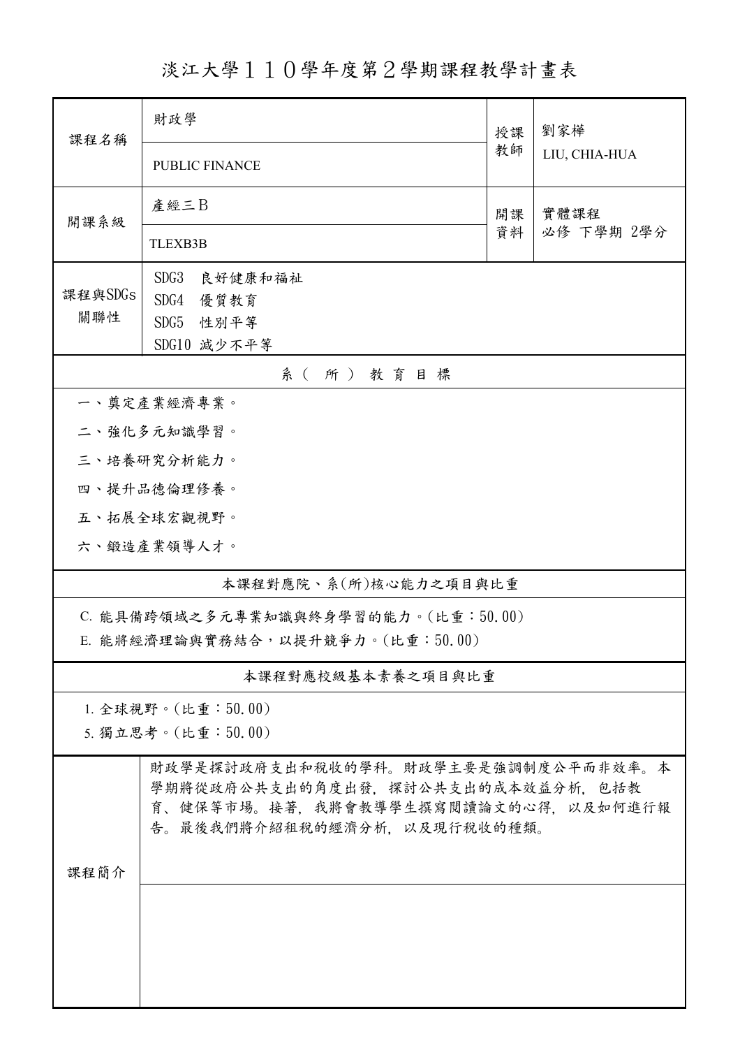# 淡江大學１１０學年度第２學期課程教學計畫表

| 課程名稱 | 財政學<br>PUBLIC FINANCE | 授課教師 | 劉家樺<br>LIU, CHIA-HUA |
|---|---|---|---|
| 開課系級 | 產經三B<br>TLEXB3B | 開課資料 | 實體課程<br>必修 下學期 2學分 |
| 課程與SDGs關聯性 | SDG3 良好健康和福祉<br>SDG4 優質教育<br>SDG5 性別平等<br>SDG10 減少不平等 | | |

## 系（所）教育目標

一、奠定產業經濟專業。

二、強化多元知識學習。

三、培養研究分析能力。

四、提升品德倫理修養。

五、拓展全球宏觀視野。

六、鍛造產業領導人才。

## 本課程對應院、系(所)核心能力之項目與比重

C. 能具備跨領域之多元專業知識與終身學習的能力。(比重：50.00)

E. 能將經濟理論與實務結合，以提升競爭力。(比重：50.00)

## 本課程對應校級基本素養之項目與比重

1. 全球視野。(比重：50.00)

5. 獨立思考。(比重：50.00)

## 課程簡介

財政學是探討政府支出和稅收的學科。財政學主要是強調制度公平而非效率。本學期將從政府公共支出的角度出發，探討公共支出的成本效益分析，包括教育、健保等市場。接著，我將會教導學生撰寫閱讀論文的心得，以及如何進行報告。最後我們將介紹租稅的經濟分析，以及現行稅收的種類。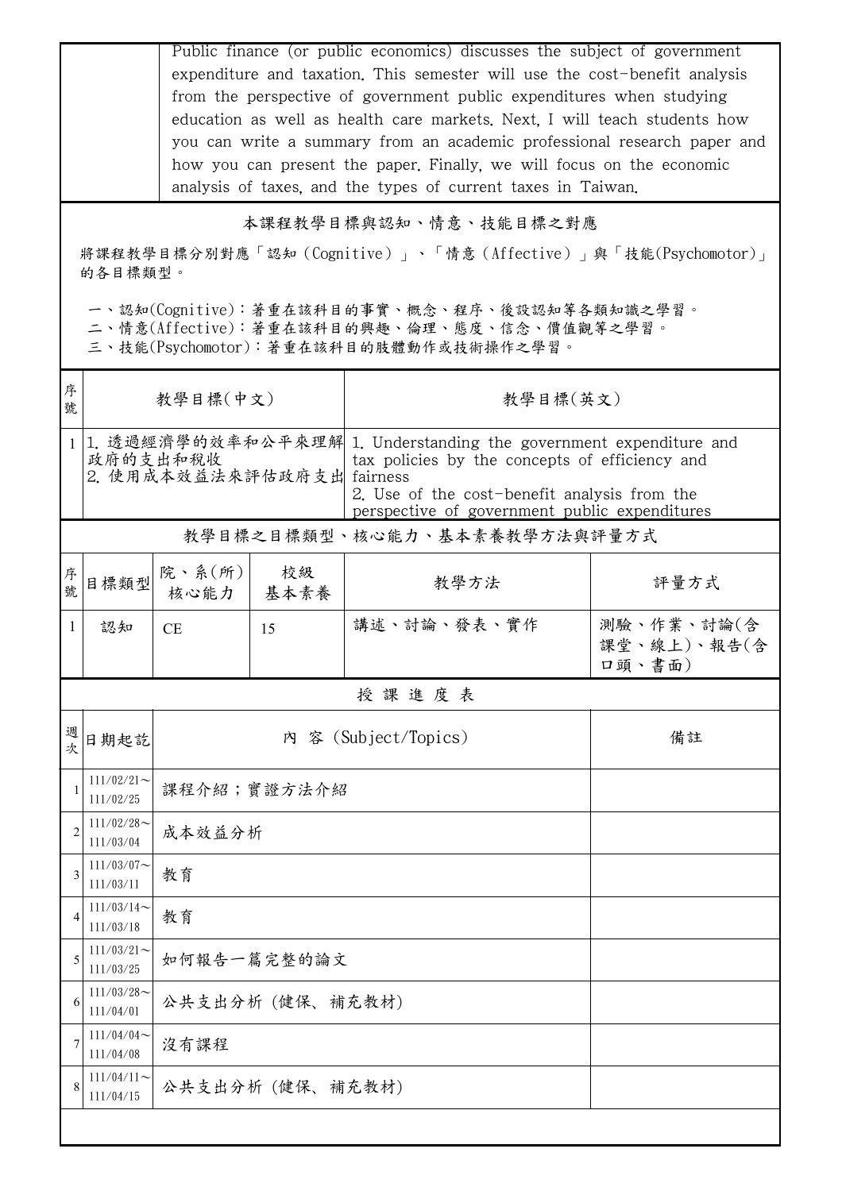| | Public finance (or public economics) discusses the subject of government expenditure and taxation. This semester will use the cost-benefit analysis from the perspective of government public expenditures when studying education as well as health care markets. Next, I will teach students how you can write a summary from an academic professional research paper and how you can present the paper. Finally, we will focus on the economic analysis of taxes, and the types of current taxes in Taiwan. |
|---|---|

## 本課程教學目標與認知、情意、技能目標之對應

將課程教學目標分別對應「認知（Cognitive）」、「情意（Affective）」與「技能(Psychomotor)」的各目標類型。

一、認知(Cognitive)：著重在該科目的事實、概念、程序、後設認知等各類知識之學習。
二、情意(Affective)：著重在該科目的興趣、倫理、態度、信念、價值觀等之學習。
三、技能(Psychomotor)：著重在該科目的肢體動作或技術操作之學習。

| 序號 | 教學目標(中文) | 教學目標(英文) |
|---|---|---|
| 1 | 1. 透過經濟學的效率和公平來理解政府的支出和稅收<br>2. 使用成本效益法來評估政府支出 | 1. Understanding the government expenditure and tax policies by the concepts of efficiency and fairness<br>2. Use of the cost-benefit analysis from the perspective of government public expenditures |

## 教學目標之目標類型、核心能力、基本素養教學方法與評量方式

| 序號 | 目標類型 | 院、系(所)核心能力 | 校級基本素養 | 教學方法 | 評量方式 |
|---|---|---|---|---|---|
| 1 | 認知 | CE | 15 | 講述、討論、發表、實作 | 測驗、作業、討論(含課堂、線上)、報告(含口頭、書面) |

## 授課進度表

| 週次 | 日期起訖 | 內 容 (Subject/Topics) | 備註 |
|---|---|---|---|
| 1 | 111/02/21～111/02/25 | 課程介紹；實證方法介紹 | |
| 2 | 111/02/28～111/03/04 | 成本效益分析 | |
| 3 | 111/03/07～111/03/11 | 教育 | |
| 4 | 111/03/14～111/03/18 | 教育 | |
| 5 | 111/03/21～111/03/25 | 如何報告一篇完整的論文 | |
| 6 | 111/03/28～111/04/01 | 公共支出分析 (健保、補充教材) | |
| 7 | 111/04/04～111/04/08 | 沒有課程 | |
| 8 | 111/04/11～111/04/15 | 公共支出分析 (健保、補充教材) | |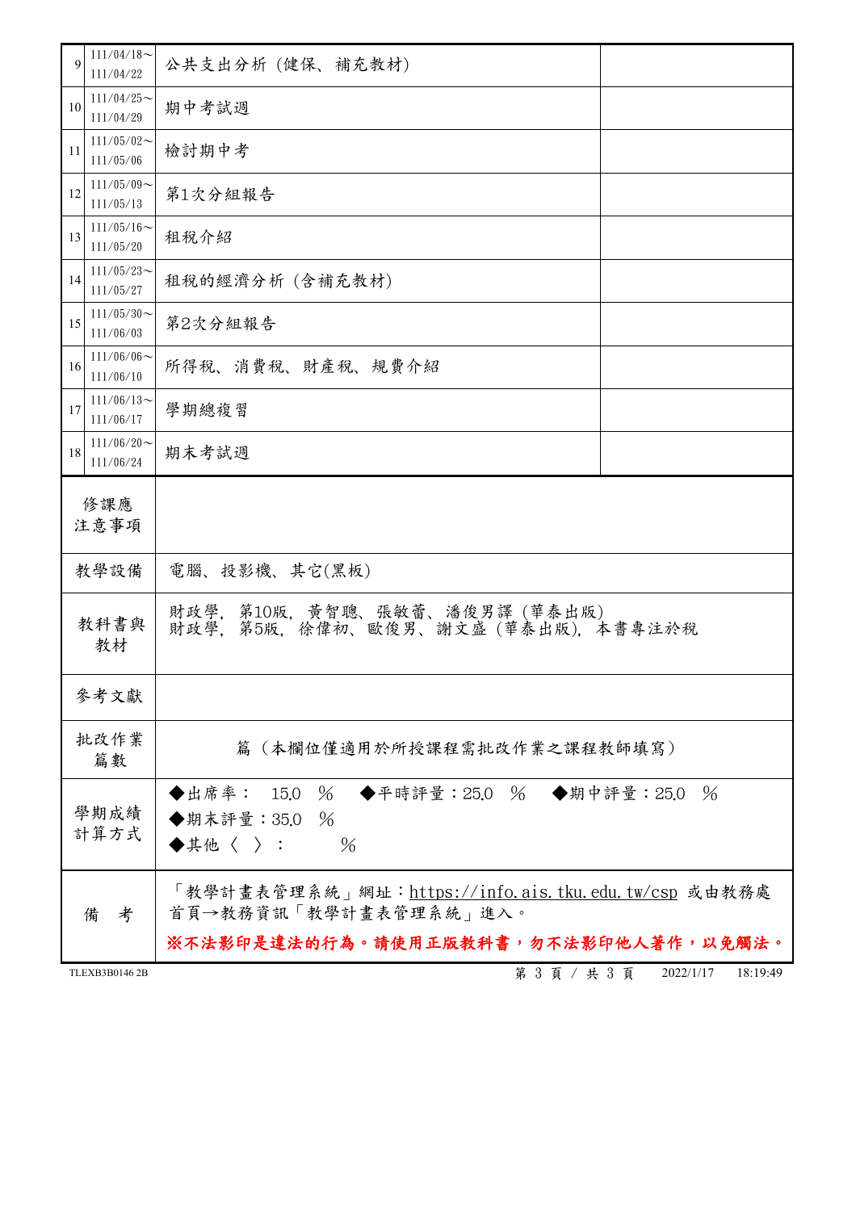| | | | |
|---|---|---|---|
| 9 | 111/04/18～111/04/22 | 公共支出分析（健保、補充教材） | |
| 10 | 111/04/25～111/04/29 | 期中考試週 | |
| 11 | 111/05/02～111/05/06 | 檢討期中考 | |
| 12 | 111/05/09～111/05/13 | 第1次分組報告 | |
| 13 | 111/05/16～111/05/20 | 租稅介紹 | |
| 14 | 111/05/23～111/05/27 | 租稅的經濟分析（含補充教材） | |
| 15 | 111/05/30～111/06/03 | 第2次分組報告 | |
| 16 | 111/06/06～111/06/10 | 所得稅、消費稅、財產稅、規費介紹 | |
| 17 | 111/06/13～111/06/17 | 學期總複習 | |
| 18 | 111/06/20～111/06/24 | 期末考試週 | |

| | |
|---|---|
| 修課應注意事項 | |
| 教學設備 | 電腦、投影機、其它(黑板) |
| 教科書與教材 | 財政學，第10版，黃智聰、張敏蕾、潘俊男譯（華泰出版）<br>財政學，第5版，徐偉初、歐俊男、謝文盛（華泰出版），本書專注於稅 |
| 參考文獻 | |
| 批改作業篇數 | 篇（本欄位僅適用於所授課程需批改作業之課程教師填寫） |
| 學期成績計算方式 | ◆出席率： 15.0 ％ ◆平時評量：25.0 ％ ◆期中評量：25.0 ％<br>◆期末評量：35.0 ％<br>◆其他〈 〉： ％ |
| 備考 | 「教學計畫表管理系統」網址：https://info.ais.tku.edu.tw/csp 或由教務處首頁→教務資訊「教學計畫表管理系統」進入。<br>**※不法影印是違法的行為。請使用正版教科書，勿不法影印他人著作，以免觸法。** |

TLEXB3B0146 2B

2022/1/17 18:19:49